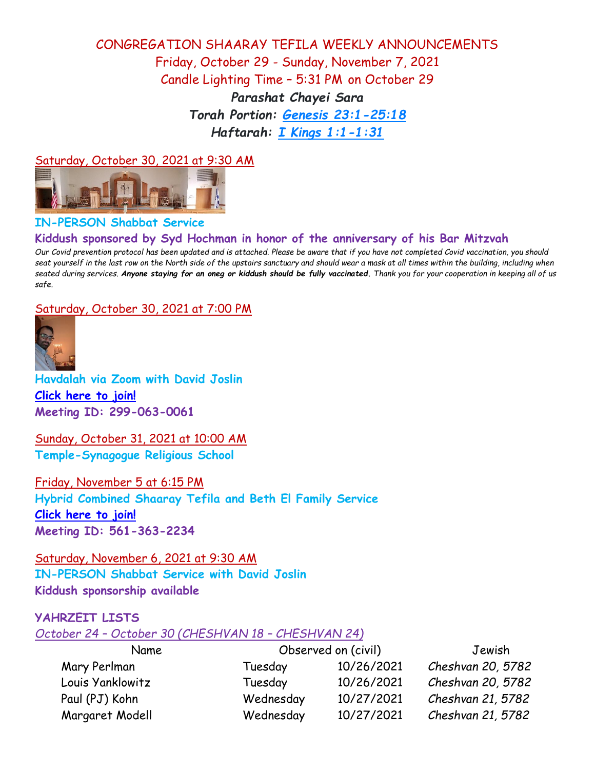# CONGREGATION SHAARAY TEFILA WEEKLY ANNOUNCEMENTS

Friday, October 29 - Sunday, November 7, 2021

Candle Lighting Time – 5:31 PM on October 29

***Parashat Chayei Sara***

***Torah Portion: Genesis 23:1-25:18***

***Haftarah: I Kings 1:1-1:31***

Saturday, October 30, 2021 at 9:30 AM

**IN-PERSON Shabbat Service**

**Kiddush sponsored by Syd Hochman in honor of the anniversary of his Bar Mitzvah**

*Our Covid prevention protocol has been updated and is attached. Please be aware that if you have not completed Covid vaccination, you should seat yourself in the last row on the North side of the upstairs sanctuary and should wear a mask at all times within the building, including when seated during services.* ***Anyone staying for an oneg or kiddush should be fully vaccinated.*** *Thank you for your cooperation in keeping all of us safe.*

Saturday, October 30, 2021 at 7:00 PM

**Havdalah via Zoom with David Joslin**

**Click here to join!**

**Meeting ID: 299-063-0061**

Sunday, October 31, 2021 at 10:00 AM

**Temple-Synagogue Religious School**

Friday, November 5 at 6:15 PM

**Hybrid Combined Shaaray Tefila and Beth El Family Service**

**Click here to join!**

**Meeting ID: 561-363-2234**

Saturday, November 6, 2021 at 9:30 AM

**IN-PERSON Shabbat Service with David Joslin**

**Kiddush sponsorship available**

## YAHRZEIT LISTS

*October 24 – October 30 (CHESHVAN 18 – CHESHVAN 24)*

| Name | Observed on (civil) | | Jewish |
|---|---|---|---|
| Mary Perlman | Tuesday | 10/26/2021 | *Cheshvan 20, 5782* |
| Louis Yanklowitz | Tuesday | 10/26/2021 | *Cheshvan 20, 5782* |
| Paul (PJ) Kohn | Wednesday | 10/27/2021 | *Cheshvan 21, 5782* |
| Margaret Modell | Wednesday | 10/27/2021 | *Cheshvan 21, 5782* |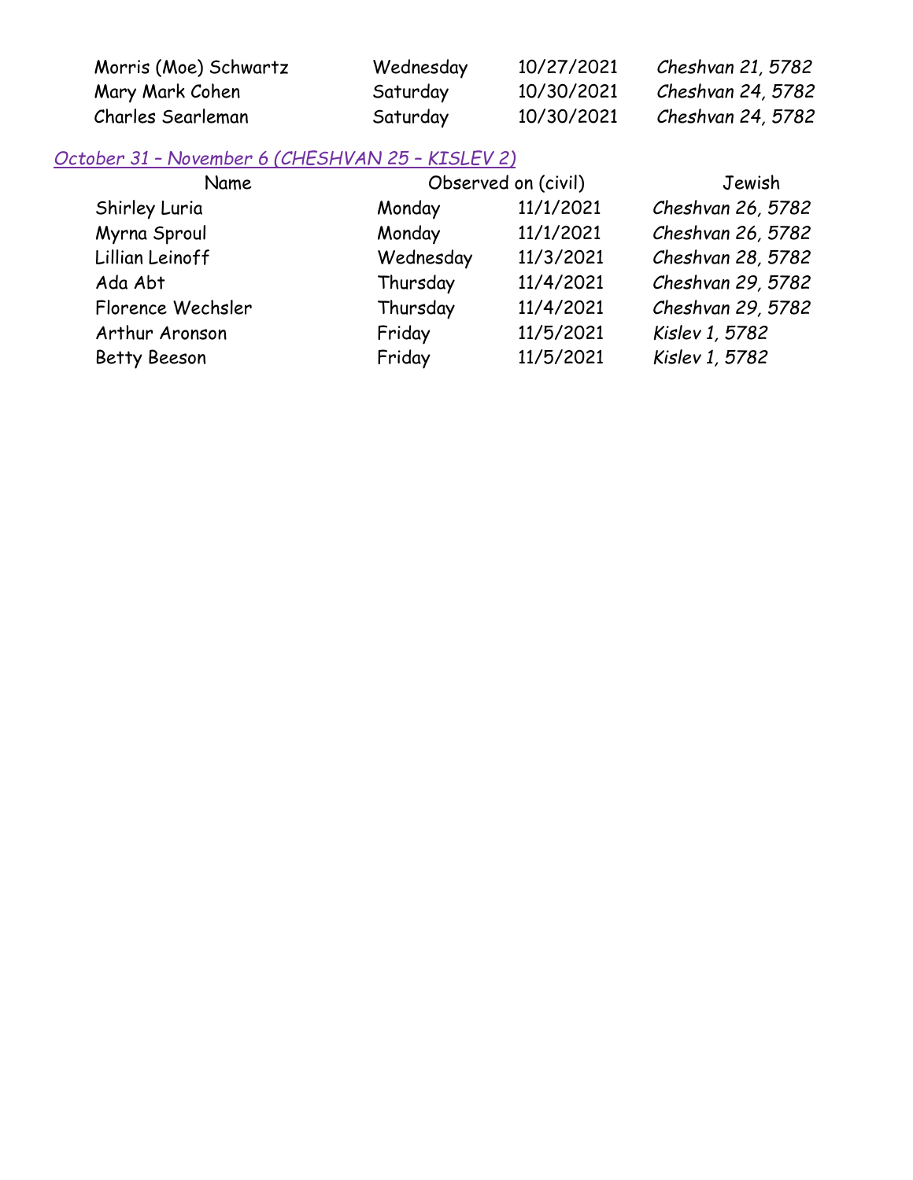| | | | |
|---|---|---|---|
| Morris (Moe) Schwartz | Wednesday | 10/27/2021 | *Cheshvan 21, 5782* |
| Mary Mark Cohen | Saturday | 10/30/2021 | *Cheshvan 24, 5782* |
| Charles Searleman | Saturday | 10/30/2021 | *Cheshvan 24, 5782* |

*October 31 – November 6 (CHESHVAN 25 – KISLEV 2)*

| Name | Observed on (civil) | | Jewish |
|---|---|---|---|
| Shirley Luria | Monday | 11/1/2021 | *Cheshvan 26, 5782* |
| Myrna Sproul | Monday | 11/1/2021 | *Cheshvan 26, 5782* |
| Lillian Leinoff | Wednesday | 11/3/2021 | *Cheshvan 28, 5782* |
| Ada Abt | Thursday | 11/4/2021 | *Cheshvan 29, 5782* |
| Florence Wechsler | Thursday | 11/4/2021 | *Cheshvan 29, 5782* |
| Arthur Aronson | Friday | 11/5/2021 | *Kislev 1, 5782* |
| Betty Beeson | Friday | 11/5/2021 | *Kislev 1, 5782* |